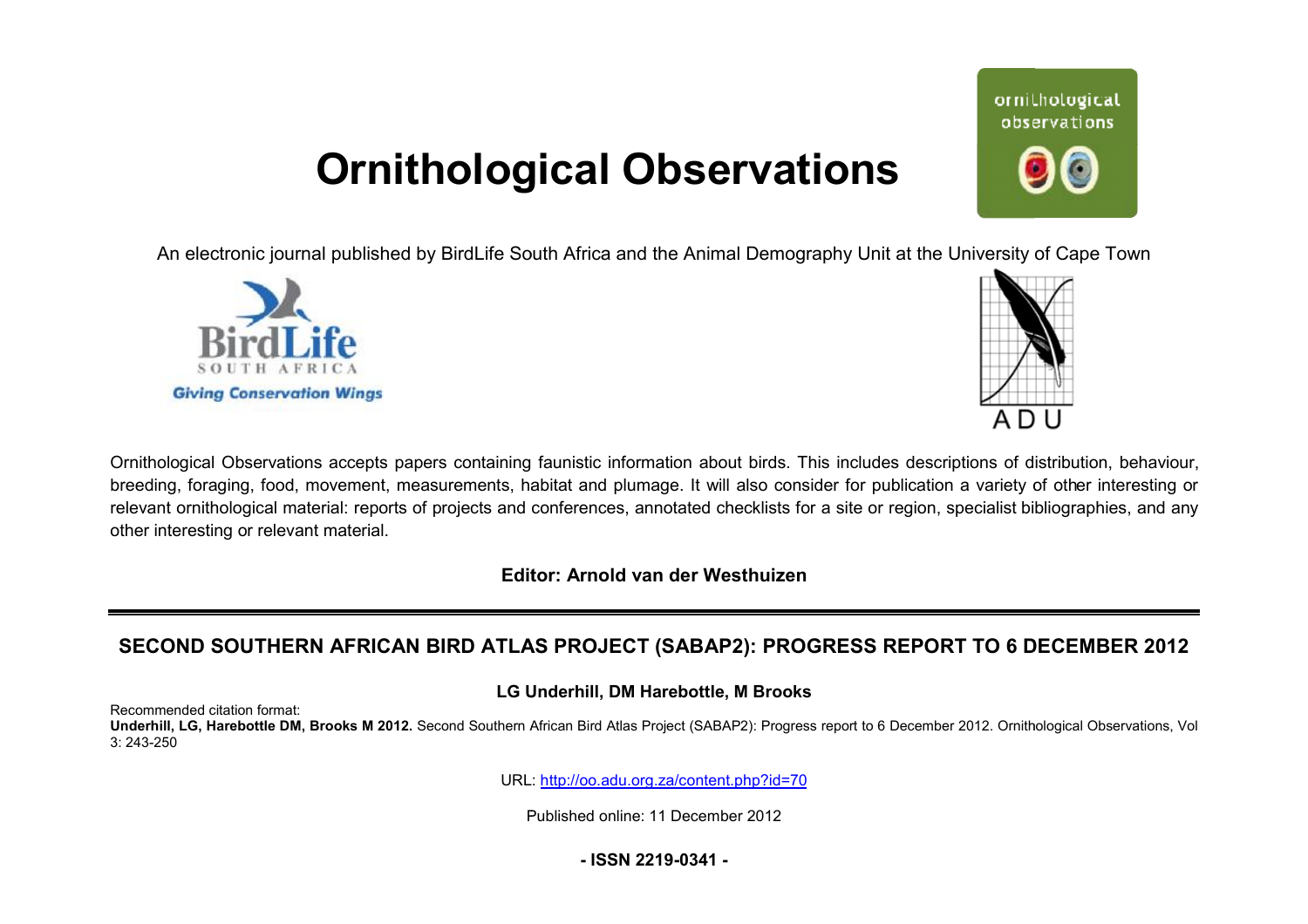# Ornithological Observations

An electronic journal published by BirdLife South Africa and the Animal Demography Unit at the University of Cape Town

Ornithological Observations accepts papers containing faunistic information about birds. This includes descriptions of distribution, behaviour, breeding, foraging, food, movement, measurements, habitat and plumage. It will also consider for publication a variety of other interesting or relevant ornithological material: reports of projects and conferences, annotated checklists for a site or region, specialist bibliographies, and any other interesting or relevant material.

**Editor: Arnold van der Westhuizen**

## SECOND SOUTHERN AFRICAN BIRD ATLAS PROJECT (SABAP2): PROGRESS REPORT TO 6 DECEMBER 2012

**LG Underhill, DM Harebottle, M Brooks**

Recommended citation format:
**Underhill, LG, Harebottle DM, Brooks M 2012.** Second Southern African Bird Atlas Project (SABAP2): Progress report to 6 December 2012. Ornithological Observations, Vol 3: 243-250

URL: http://oo.adu.org.za/content.php?id=70

Published online: 11 December 2012

**- ISSN 2219-0341 -**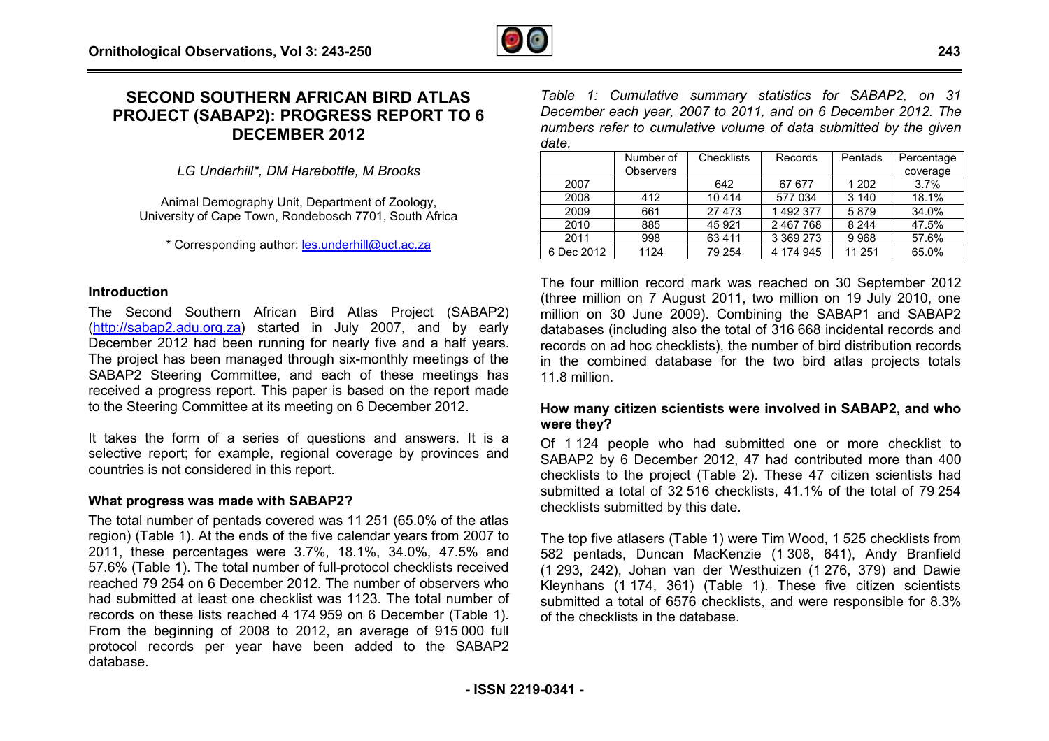# SECOND SOUTHERN AFRICAN BIRD ATLAS PROJECT (SABAP2): PROGRESS REPORT TO 6 DECEMBER 2012

*LG Underhill\*, DM Harebottle, M Brooks*

Animal Demography Unit, Department of Zoology, University of Cape Town, Rondebosch 7701, South Africa

\* Corresponding author: les.underhill@uct.ac.za

## Introduction

The Second Southern African Bird Atlas Project (SABAP2) (http://sabap2.adu.org.za) started in July 2007, and by early December 2012 had been running for nearly five and a half years. The project has been managed through six-monthly meetings of the SABAP2 Steering Committee, and each of these meetings has received a progress report. This paper is based on the report made to the Steering Committee at its meeting on 6 December 2012.

It takes the form of a series of questions and answers. It is a selective report; for example, regional coverage by provinces and countries is not considered in this report.

## What progress was made with SABAP2?

The total number of pentads covered was 11 251 (65.0% of the atlas region) (Table 1). At the ends of the five calendar years from 2007 to 2011, these percentages were 3.7%, 18.1%, 34.0%, 47.5% and 57.6% (Table 1). The total number of full-protocol checklists received reached 79 254 on 6 December 2012. The number of observers who had submitted at least one checklist was 1123. The total number of records on these lists reached 4 174 959 on 6 December (Table 1). From the beginning of 2008 to 2012, an average of 915 000 full protocol records per year have been added to the SABAP2 database.

*Table 1: Cumulative summary statistics for SABAP2, on 31 December each year, 2007 to 2011, and on 6 December 2012. The numbers refer to cumulative volume of data submitted by the given date.*

| | Number of Observers | Checklists | Records | Pentads | Percentage coverage |
|---|---|---|---|---|---|
| 2007 | | 642 | 67 677 | 1 202 | 3.7% |
| 2008 | 412 | 10 414 | 577 034 | 3 140 | 18.1% |
| 2009 | 661 | 27 473 | 1 492 377 | 5 879 | 34.0% |
| 2010 | 885 | 45 921 | 2 467 768 | 8 244 | 47.5% |
| 2011 | 998 | 63 411 | 3 369 273 | 9 968 | 57.6% |
| 6 Dec 2012 | 1124 | 79 254 | 4 174 945 | 11 251 | 65.0% |

The four million record mark was reached on 30 September 2012 (three million on 7 August 2011, two million on 19 July 2010, one million on 30 June 2009). Combining the SABAP1 and SABAP2 databases (including also the total of 316 668 incidental records and records on ad hoc checklists), the number of bird distribution records in the combined database for the two bird atlas projects totals 11.8 million.

## How many citizen scientists were involved in SABAP2, and who were they?

Of 1 124 people who had submitted one or more checklist to SABAP2 by 6 December 2012, 47 had contributed more than 400 checklists to the project (Table 2). These 47 citizen scientists had submitted a total of 32 516 checklists, 41.1% of the total of 79 254 checklists submitted by this date.

The top five atlasers (Table 1) were Tim Wood, 1 525 checklists from 582 pentads, Duncan MacKenzie (1 308, 641), Andy Branfield (1 293, 242), Johan van der Westhuizen (1 276, 379) and Dawie Kleynhans (1 174, 361) (Table 1). These five citizen scientists submitted a total of 6576 checklists, and were responsible for 8.3% of the checklists in the database.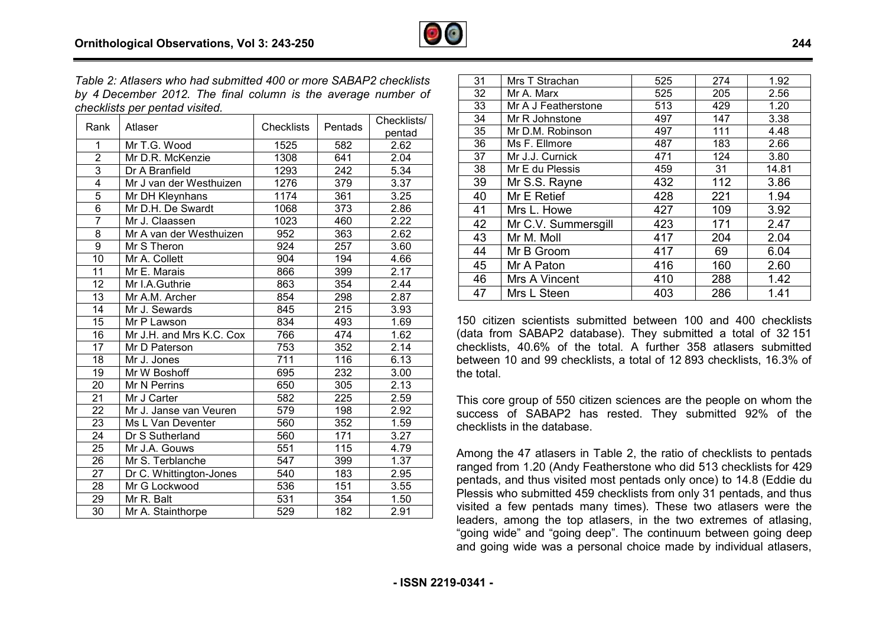*Table 2: Atlasers who had submitted 400 or more SABAP2 checklists by 4 December 2012. The final column is the average number of checklists per pentad visited.*

| Rank | Atlaser | Checklists | Pentads | Checklists/ pentad |
|---|---|---|---|---|
| 1 | Mr T.G. Wood | 1525 | 582 | 2.62 |
| 2 | Mr D.R. McKenzie | 1308 | 641 | 2.04 |
| 3 | Dr A Branfield | 1293 | 242 | 5.34 |
| 4 | Mr J van der Westhuizen | 1276 | 379 | 3.37 |
| 5 | Mr DH Kleynhans | 1174 | 361 | 3.25 |
| 6 | Mr D.H. De Swardt | 1068 | 373 | 2.86 |
| 7 | Mr J. Claassen | 1023 | 460 | 2.22 |
| 8 | Mr A van der Westhuizen | 952 | 363 | 2.62 |
| 9 | Mr S Theron | 924 | 257 | 3.60 |
| 10 | Mr A. Collett | 904 | 194 | 4.66 |
| 11 | Mr E. Marais | 866 | 399 | 2.17 |
| 12 | Mr I.A.Guthrie | 863 | 354 | 2.44 |
| 13 | Mr A.M. Archer | 854 | 298 | 2.87 |
| 14 | Mr J. Sewards | 845 | 215 | 3.93 |
| 15 | Mr P Lawson | 834 | 493 | 1.69 |
| 16 | Mr J.H. and Mrs K.C. Cox | 766 | 474 | 1.62 |
| 17 | Mr D Paterson | 753 | 352 | 2.14 |
| 18 | Mr J. Jones | 711 | 116 | 6.13 |
| 19 | Mr W Boshoff | 695 | 232 | 3.00 |
| 20 | Mr N Perrins | 650 | 305 | 2.13 |
| 21 | Mr J Carter | 582 | 225 | 2.59 |
| 22 | Mr J. Janse van Veuren | 579 | 198 | 2.92 |
| 23 | Ms L Van Deventer | 560 | 352 | 1.59 |
| 24 | Dr S Sutherland | 560 | 171 | 3.27 |
| 25 | Mr J.A. Gouws | 551 | 115 | 4.79 |
| 26 | Mr S. Terblanche | 547 | 399 | 1.37 |
| 27 | Dr C. Whittington-Jones | 540 | 183 | 2.95 |
| 28 | Mr G Lockwood | 536 | 151 | 3.55 |
| 29 | Mr R. Balt | 531 | 354 | 1.50 |
| 30 | Mr A. Stainthorpe | 529 | 182 | 2.91 |
| 31 | Mrs T Strachan | 525 | 274 | 1.92 |
| 32 | Mr A. Marx | 525 | 205 | 2.56 |
| 33 | Mr A J Featherstone | 513 | 429 | 1.20 |
| 34 | Mr R Johnstone | 497 | 147 | 3.38 |
| 35 | Mr D.M. Robinson | 497 | 111 | 4.48 |
| 36 | Ms F. Ellmore | 487 | 183 | 2.66 |
| 37 | Mr J.J. Curnick | 471 | 124 | 3.80 |
| 38 | Mr E du Plessis | 459 | 31 | 14.81 |
| 39 | Mr S.S. Rayne | 432 | 112 | 3.86 |
| 40 | Mr E Retief | 428 | 221 | 1.94 |
| 41 | Mrs L. Howe | 427 | 109 | 3.92 |
| 42 | Mr C.V. Summersgill | 423 | 171 | 2.47 |
| 43 | Mr M. Moll | 417 | 204 | 2.04 |
| 44 | Mr B Groom | 417 | 69 | 6.04 |
| 45 | Mr A Paton | 416 | 160 | 2.60 |
| 46 | Mrs A Vincent | 410 | 288 | 1.42 |
| 47 | Mrs L Steen | 403 | 286 | 1.41 |

150 citizen scientists submitted between 100 and 400 checklists (data from SABAP2 database). They submitted a total of 32 151 checklists, 40.6% of the total. A further 358 atlasers submitted between 10 and 99 checklists, a total of 12 893 checklists, 16.3% of the total.

This core group of 550 citizen sciences are the people on whom the success of SABAP2 has rested. They submitted 92% of the checklists in the database.

Among the 47 atlasers in Table 2, the ratio of checklists to pentads ranged from 1.20 (Andy Featherstone who did 513 checklists for 429 pentads, and thus visited most pentads only once) to 14.8 (Eddie du Plessis who submitted 459 checklists from only 31 pentads, and thus visited a few pentads many times). These two atlasers were the leaders, among the top atlasers, in the two extremes of atlasing, "going wide" and "going deep". The continuum between going deep and going wide was a personal choice made by individual atlasers,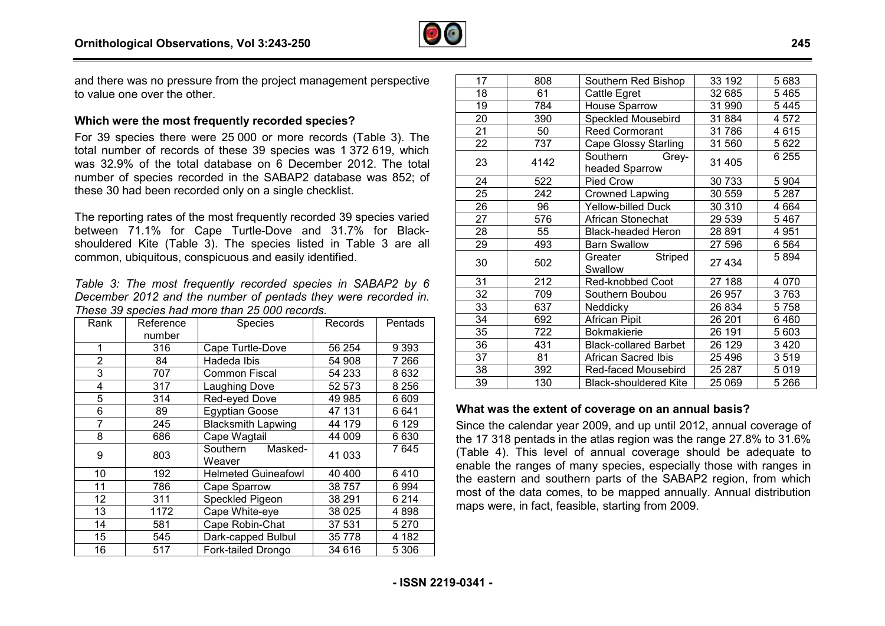and there was no pressure from the project management perspective to value one over the other.

### Which were the most frequently recorded species?

For 39 species there were 25 000 or more records (Table 3). The total number of records of these 39 species was 1 372 619, which was 32.9% of the total database on 6 December 2012. The total number of species recorded in the SABAP2 database was 852; of these 30 had been recorded only on a single checklist.

The reporting rates of the most frequently recorded 39 species varied between 71.1% for Cape Turtle-Dove and 31.7% for Black-shouldered Kite (Table 3). The species listed in Table 3 are all common, ubiquitous, conspicuous and easily identified.

*Table 3: The most frequently recorded species in SABAP2 by 6 December 2012 and the number of pentads they were recorded in. These 39 species had more than 25 000 records.*

| Rank | Reference number | Species | Records | Pentads |
|---|---|---|---|---|
| 1 | 316 | Cape Turtle-Dove | 56 254 | 9 393 |
| 2 | 84 | Hadeda Ibis | 54 908 | 7 266 |
| 3 | 707 | Common Fiscal | 54 233 | 8 632 |
| 4 | 317 | Laughing Dove | 52 573 | 8 256 |
| 5 | 314 | Red-eyed Dove | 49 985 | 6 609 |
| 6 | 89 | Egyptian Goose | 47 131 | 6 641 |
| 7 | 245 | Blacksmith Lapwing | 44 179 | 6 129 |
| 8 | 686 | Cape Wagtail | 44 009 | 6 630 |
| 9 | 803 | Southern Masked-Weaver | 41 033 | 7 645 |
| 10 | 192 | Helmeted Guineafowl | 40 400 | 6 410 |
| 11 | 786 | Cape Sparrow | 38 757 | 6 994 |
| 12 | 311 | Speckled Pigeon | 38 291 | 6 214 |
| 13 | 1172 | Cape White-eye | 38 025 | 4 898 |
| 14 | 581 | Cape Robin-Chat | 37 531 | 5 270 |
| 15 | 545 | Dark-capped Bulbul | 35 778 | 4 182 |
| 16 | 517 | Fork-tailed Drongo | 34 616 | 5 306 |
| 17 | 808 | Southern Red Bishop | 33 192 | 5 683 |
| 18 | 61 | Cattle Egret | 32 685 | 5 465 |
| 19 | 784 | House Sparrow | 31 990 | 5 445 |
| 20 | 390 | Speckled Mousebird | 31 884 | 4 572 |
| 21 | 50 | Reed Cormorant | 31 786 | 4 615 |
| 22 | 737 | Cape Glossy Starling | 31 560 | 5 622 |
| 23 | 4142 | Southern Grey-headed Sparrow | 31 405 | 6 255 |
| 24 | 522 | Pied Crow | 30 733 | 5 904 |
| 25 | 242 | Crowned Lapwing | 30 559 | 5 287 |
| 26 | 96 | Yellow-billed Duck | 30 310 | 4 664 |
| 27 | 576 | African Stonechat | 29 539 | 5 467 |
| 28 | 55 | Black-headed Heron | 28 891 | 4 951 |
| 29 | 493 | Barn Swallow | 27 596 | 6 564 |
| 30 | 502 | Greater Striped Swallow | 27 434 | 5 894 |
| 31 | 212 | Red-knobbed Coot | 27 188 | 4 070 |
| 32 | 709 | Southern Boubou | 26 957 | 3 763 |
| 33 | 637 | Neddicky | 26 834 | 5 758 |
| 34 | 692 | African Pipit | 26 201 | 6 460 |
| 35 | 722 | Bokmakierie | 26 191 | 5 603 |
| 36 | 431 | Black-collared Barbet | 26 129 | 3 420 |
| 37 | 81 | African Sacred Ibis | 25 496 | 3 519 |
| 38 | 392 | Red-faced Mousebird | 25 287 | 5 019 |
| 39 | 130 | Black-shouldered Kite | 25 069 | 5 266 |

### What was the extent of coverage on an annual basis?

Since the calendar year 2009, and up until 2012, annual coverage of the 17 318 pentads in the atlas region was the range 27.8% to 31.6% (Table 4). This level of annual coverage should be adequate to enable the ranges of many species, especially those with ranges in the eastern and southern parts of the SABAP2 region, from which most of the data comes, to be mapped annually. Annual distribution maps were, in fact, feasible, starting from 2009.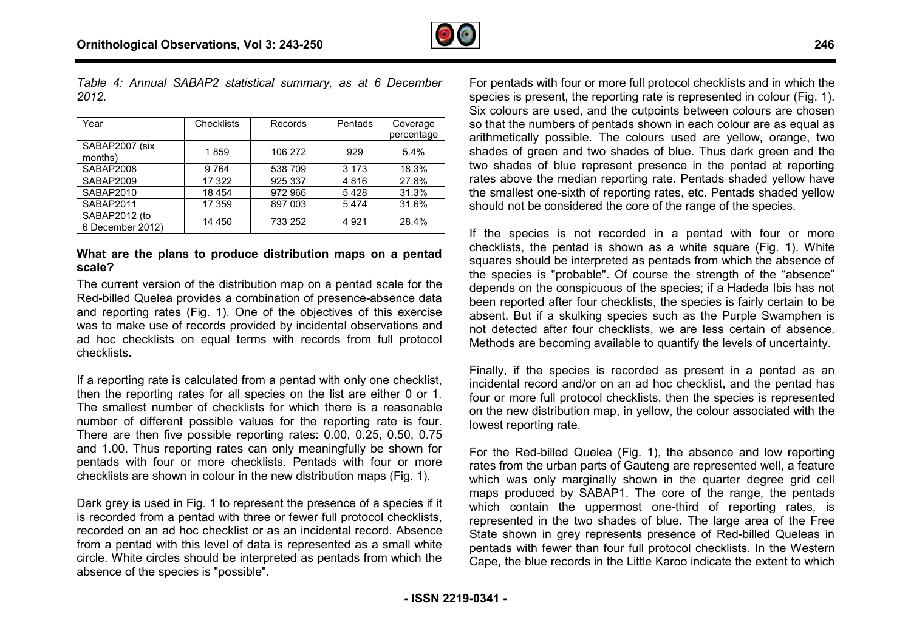*Table 4: Annual SABAP2 statistical summary, as at 6 December 2012.*

| Year | Checklists | Records | Pentads | Coverage percentage |
|---|---|---|---|---|
| SABAP2007 (six months) | 1 859 | 106 272 | 929 | 5.4% |
| SABAP2008 | 9 764 | 538 709 | 3 173 | 18.3% |
| SABAP2009 | 17 322 | 925 337 | 4 816 | 27.8% |
| SABAP2010 | 18 454 | 972 966 | 5 428 | 31.3% |
| SABAP2011 | 17 359 | 897 003 | 5 474 | 31.6% |
| SABAP2012 (to 6 December 2012) | 14 450 | 733 252 | 4 921 | 28.4% |

**What are the plans to produce distribution maps on a pentad scale?**

The current version of the distribution map on a pentad scale for the Red-billed Quelea provides a combination of presence-absence data and reporting rates (Fig. 1). One of the objectives of this exercise was to make use of records provided by incidental observations and ad hoc checklists on equal terms with records from full protocol checklists.

If a reporting rate is calculated from a pentad with only one checklist, then the reporting rates for all species on the list are either 0 or 1. The smallest number of checklists for which there is a reasonable number of different possible values for the reporting rate is four. There are then five possible reporting rates: 0.00, 0.25, 0.50, 0.75 and 1.00. Thus reporting rates can only meaningfully be shown for pentads with four or more checklists. Pentads with four or more checklists are shown in colour in the new distribution maps (Fig. 1).

Dark grey is used in Fig. 1 to represent the presence of a species if it is recorded from a pentad with three or fewer full protocol checklists, recorded on an ad hoc checklist or as an incidental record. Absence from a pentad with this level of data is represented as a small white circle. White circles should be interpreted as pentads from which the absence of the species is "possible".

For pentads with four or more full protocol checklists and in which the species is present, the reporting rate is represented in colour (Fig. 1). Six colours are used, and the cutpoints between colours are chosen so that the numbers of pentads shown in each colour are as equal as arithmetically possible. The colours used are yellow, orange, two shades of green and two shades of blue. Thus dark green and the two shades of blue represent presence in the pentad at reporting rates above the median reporting rate. Pentads shaded yellow have the smallest one-sixth of reporting rates, etc. Pentads shaded yellow should not be considered the core of the range of the species.

If the species is not recorded in a pentad with four or more checklists, the pentad is shown as a white square (Fig. 1). White squares should be interpreted as pentads from which the absence of the species is "probable". Of course the strength of the "absence" depends on the conspicuous of the species; if a Hadeda Ibis has not been reported after four checklists, the species is fairly certain to be absent. But if a skulking species such as the Purple Swamphen is not detected after four checklists, we are less certain of absence. Methods are becoming available to quantify the levels of uncertainty.

Finally, if the species is recorded as present in a pentad as an incidental record and/or on an ad hoc checklist, and the pentad has four or more full protocol checklists, then the species is represented on the new distribution map, in yellow, the colour associated with the lowest reporting rate.

For the Red-billed Quelea (Fig. 1), the absence and low reporting rates from the urban parts of Gauteng are represented well, a feature which was only marginally shown in the quarter degree grid cell maps produced by SABAP1. The core of the range, the pentads which contain the uppermost one-third of reporting rates, is represented in the two shades of blue. The large area of the Free State shown in grey represents presence of Red-billed Queleas in pentads with fewer than four full protocol checklists. In the Western Cape, the blue records in the Little Karoo indicate the extent to which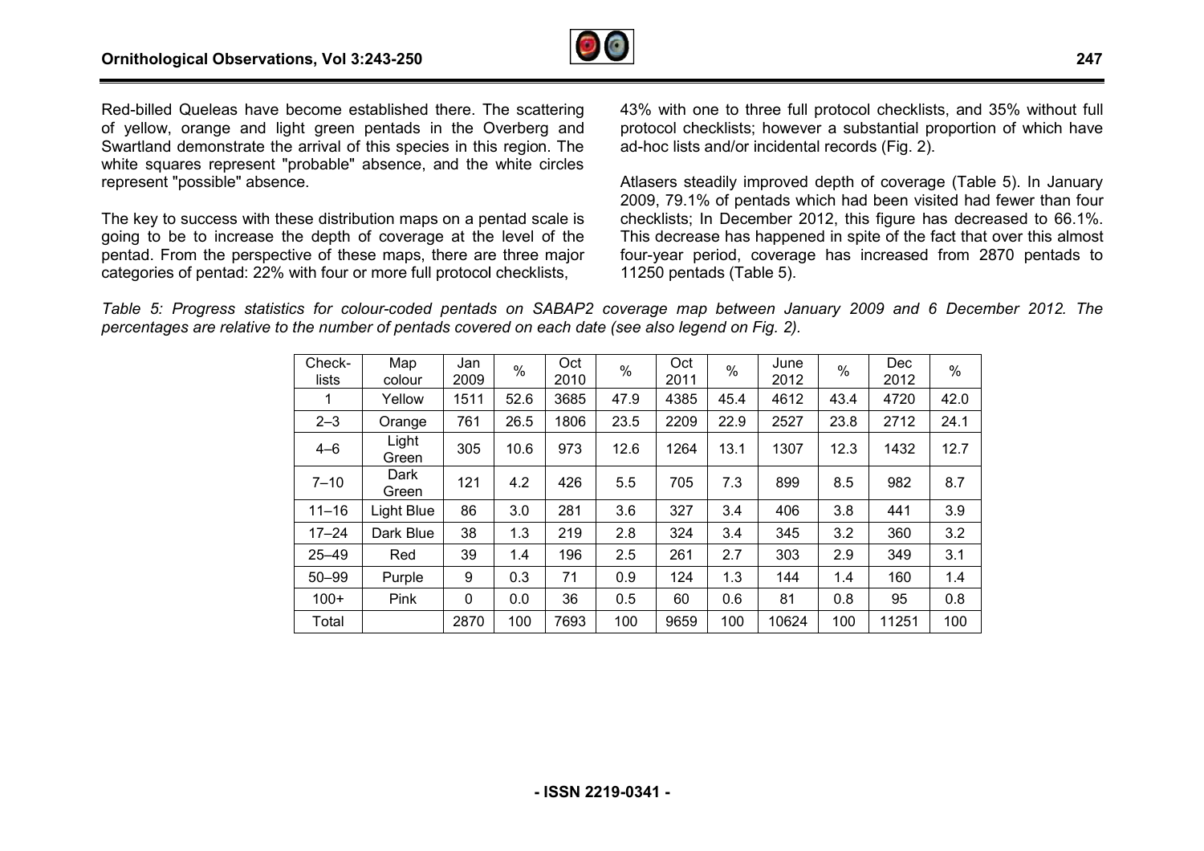Red-billed Queleas have become established there. The scattering of yellow, orange and light green pentads in the Overberg and Swartland demonstrate the arrival of this species in this region. The white squares represent "probable" absence, and the white circles represent "possible" absence.

The key to success with these distribution maps on a pentad scale is going to be to increase the depth of coverage at the level of the pentad. From the perspective of these maps, there are three major categories of pentad: 22% with four or more full protocol checklists, 43% with one to three full protocol checklists, and 35% without full protocol checklists; however a substantial proportion of which have ad-hoc lists and/or incidental records (Fig. 2).

Atlasers steadily improved depth of coverage (Table 5). In January 2009, 79.1% of pentads which had been visited had fewer than four checklists; In December 2012, this figure has decreased to 66.1%. This decrease has happened in spite of the fact that over this almost four-year period, coverage has increased from 2870 pentads to 11250 pentads (Table 5).

*Table 5: Progress statistics for colour-coded pentads on SABAP2 coverage map between January 2009 and 6 December 2012. The percentages are relative to the number of pentads covered on each date (see also legend on Fig. 2).*

| Check-lists | Map colour | Jan 2009 | % | Oct 2010 | % | Oct 2011 | % | June 2012 | % | Dec 2012 | % |
|---|---|---|---|---|---|---|---|---|---|---|---|
| 1 | Yellow | 1511 | 52.6 | 3685 | 47.9 | 4385 | 45.4 | 4612 | 43.4 | 4720 | 42.0 |
| 2–3 | Orange | 761 | 26.5 | 1806 | 23.5 | 2209 | 22.9 | 2527 | 23.8 | 2712 | 24.1 |
| 4–6 | Light Green | 305 | 10.6 | 973 | 12.6 | 1264 | 13.1 | 1307 | 12.3 | 1432 | 12.7 |
| 7–10 | Dark Green | 121 | 4.2 | 426 | 5.5 | 705 | 7.3 | 899 | 8.5 | 982 | 8.7 |
| 11–16 | Light Blue | 86 | 3.0 | 281 | 3.6 | 327 | 3.4 | 406 | 3.8 | 441 | 3.9 |
| 17–24 | Dark Blue | 38 | 1.3 | 219 | 2.8 | 324 | 3.4 | 345 | 3.2 | 360 | 3.2 |
| 25–49 | Red | 39 | 1.4 | 196 | 2.5 | 261 | 2.7 | 303 | 2.9 | 349 | 3.1 |
| 50–99 | Purple | 9 | 0.3 | 71 | 0.9 | 124 | 1.3 | 144 | 1.4 | 160 | 1.4 |
| 100+ | Pink | 0 | 0.0 | 36 | 0.5 | 60 | 0.6 | 81 | 0.8 | 95 | 0.8 |
| Total | | 2870 | 100 | 7693 | 100 | 9659 | 100 | 10624 | 100 | 11251 | 100 |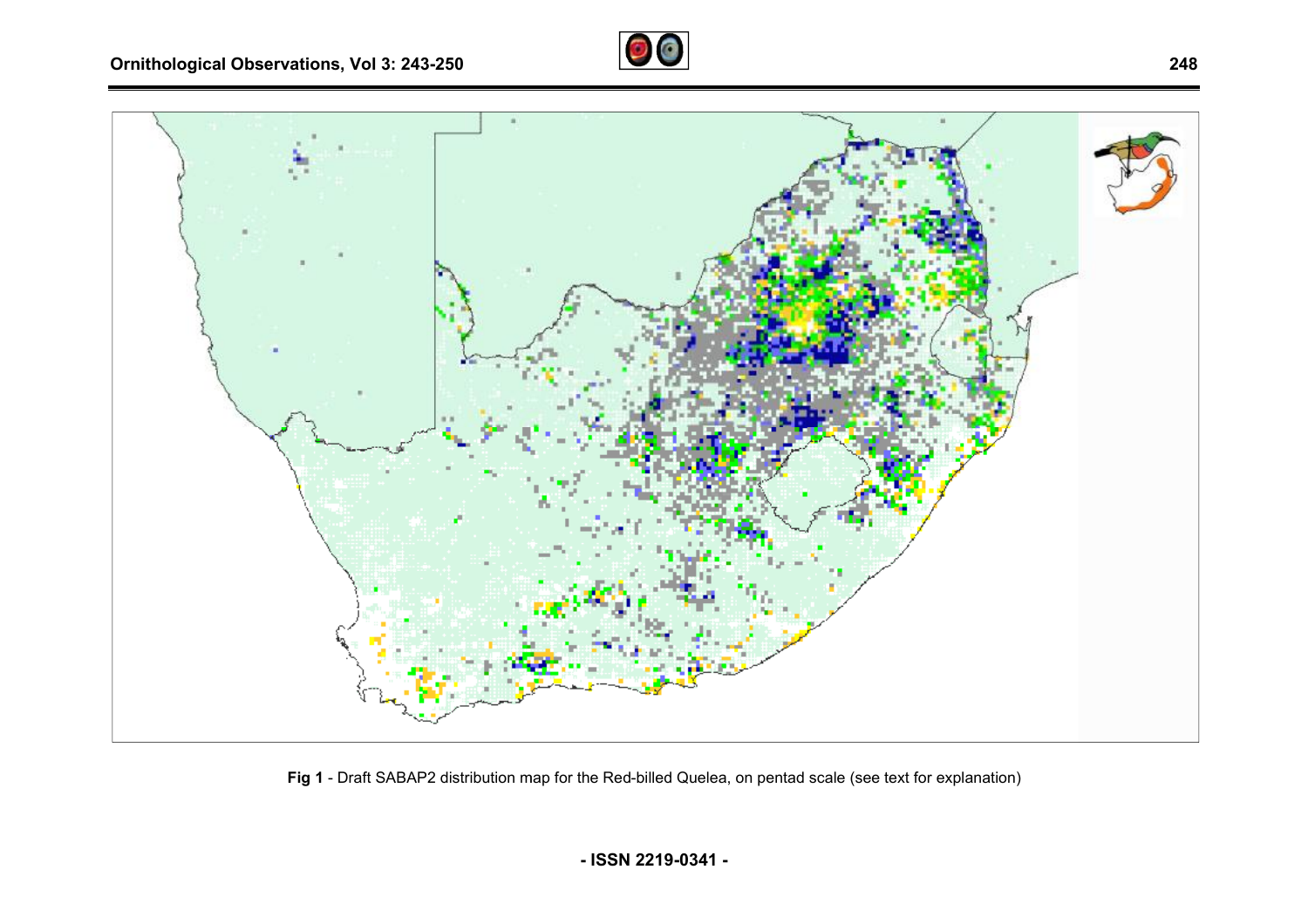**Fig 1** - Draft SABAP2 distribution map for the Red-billed Quelea, on pentad scale (see text for explanation)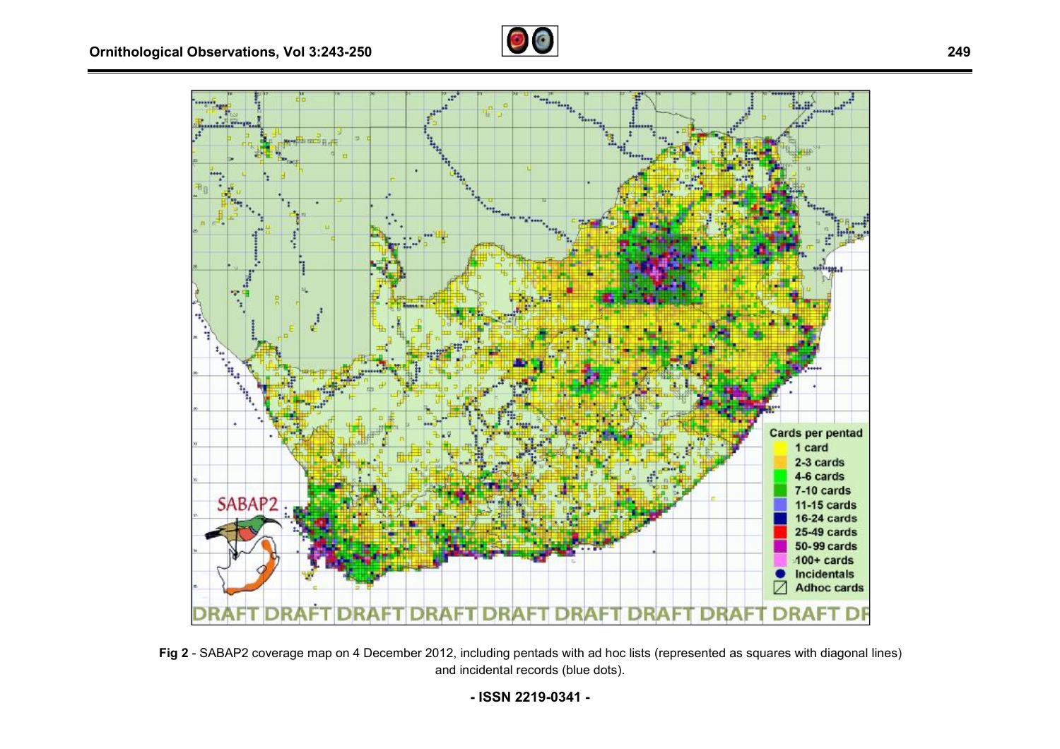**Fig 2** - SABAP2 coverage map on 4 December 2012, including pentads with ad hoc lists (represented as squares with diagonal lines) and incidental records (blue dots).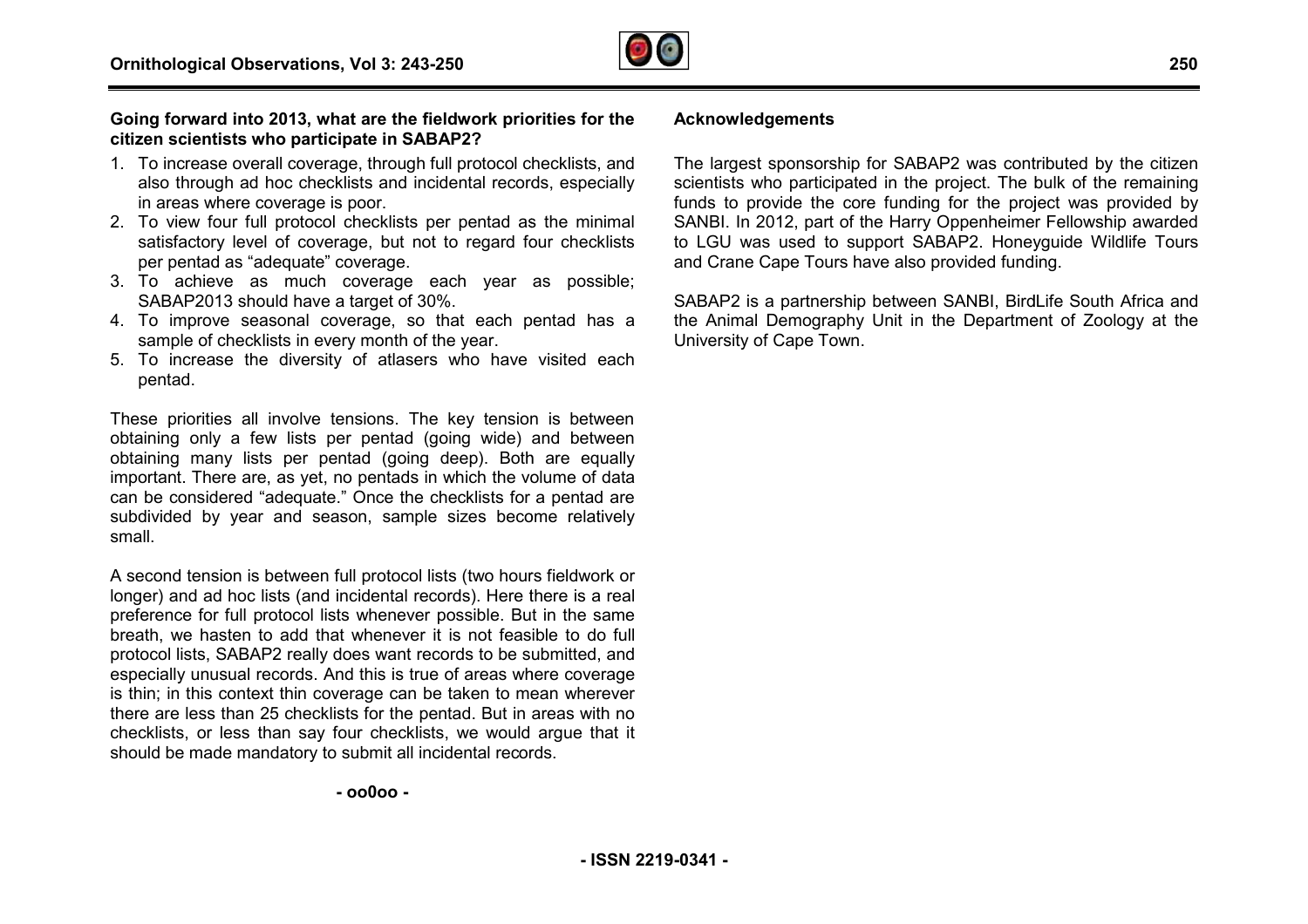**Going forward into 2013, what are the fieldwork priorities for the citizen scientists who participate in SABAP2?**

1. To increase overall coverage, through full protocol checklists, and also through ad hoc checklists and incidental records, especially in areas where coverage is poor.
2. To view four full protocol checklists per pentad as the minimal satisfactory level of coverage, but not to regard four checklists per pentad as "adequate" coverage.
3. To achieve as much coverage each year as possible; SABAP2013 should have a target of 30%.
4. To improve seasonal coverage, so that each pentad has a sample of checklists in every month of the year.
5. To increase the diversity of atlasers who have visited each pentad.

These priorities all involve tensions. The key tension is between obtaining only a few lists per pentad (going wide) and between obtaining many lists per pentad (going deep). Both are equally important. There are, as yet, no pentads in which the volume of data can be considered "adequate." Once the checklists for a pentad are subdivided by year and season, sample sizes become relatively small.

A second tension is between full protocol lists (two hours fieldwork or longer) and ad hoc lists (and incidental records). Here there is a real preference for full protocol lists whenever possible. But in the same breath, we hasten to add that whenever it is not feasible to do full protocol lists, SABAP2 really does want records to be submitted, and especially unusual records. And this is true of areas where coverage is thin; in this context thin coverage can be taken to mean wherever there are less than 25 checklists for the pentad. But in areas with no checklists, or less than say four checklists, we would argue that it should be made mandatory to submit all incidental records.

**- oo0oo -**

**Acknowledgements**

The largest sponsorship for SABAP2 was contributed by the citizen scientists who participated in the project. The bulk of the remaining funds to provide the core funding for the project was provided by SANBI. In 2012, part of the Harry Oppenheimer Fellowship awarded to LGU was used to support SABAP2. Honeyguide Wildlife Tours and Crane Cape Tours have also provided funding.

SABAP2 is a partnership between SANBI, BirdLife South Africa and the Animal Demography Unit in the Department of Zoology at the University of Cape Town.